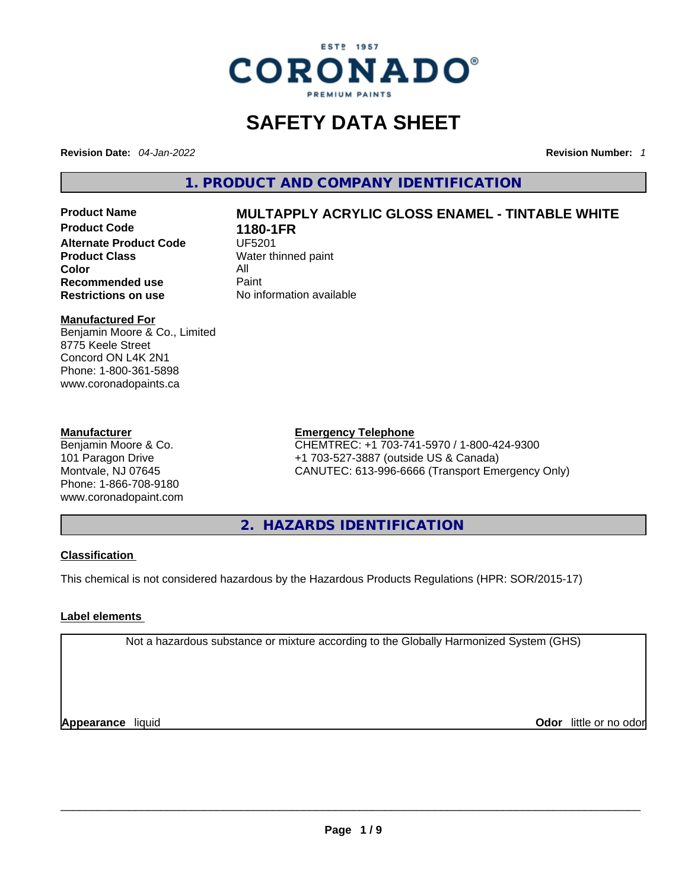ESTº 1957

CORONADO®

PREMIUM PAINTS

# SAFETY DATA SHEET

**Revision Date:** *04-Jan-2022* **Revision Number:** *1*

## 1. PRODUCT AND COMPANY IDENTIFICATION

| | |
|---|---|
| **Product Name** | **MULTAPPLY ACRYLIC GLOSS ENAMEL - TINTABLE WHITE** |
| **Product Code** | **1180-1FR** |
| **Alternate Product Code** | UF5201 |
| **Product Class** | Water thinned paint |
| **Color** | All |
| **Recommended use** | Paint |
| **Restrictions on use** | No information available |

**Manufactured For**
Benjamin Moore & Co., Limited
8775 Keele Street
Concord ON L4K 2N1
Phone: 1-800-361-5898
www.coronadopaints.ca

**Manufacturer**
Benjamin Moore & Co.
101 Paragon Drive
Montvale, NJ 07645
Phone: 1-866-708-9180
www.coronadopaint.com

**Emergency Telephone**
CHEMTREC: +1 703-741-5970 / 1-800-424-9300
+1 703-527-3887 (outside US & Canada)
CANUTEC: 613-996-6666 (Transport Emergency Only)

## 2. HAZARDS IDENTIFICATION

**Classification**

This chemical is not considered hazardous by the Hazardous Products Regulations (HPR: SOR/2015-17)

**Label elements**

Not a hazardous substance or mixture according to the Globally Harmonized System (GHS)

**Appearance** liquid **Odor** little or no odor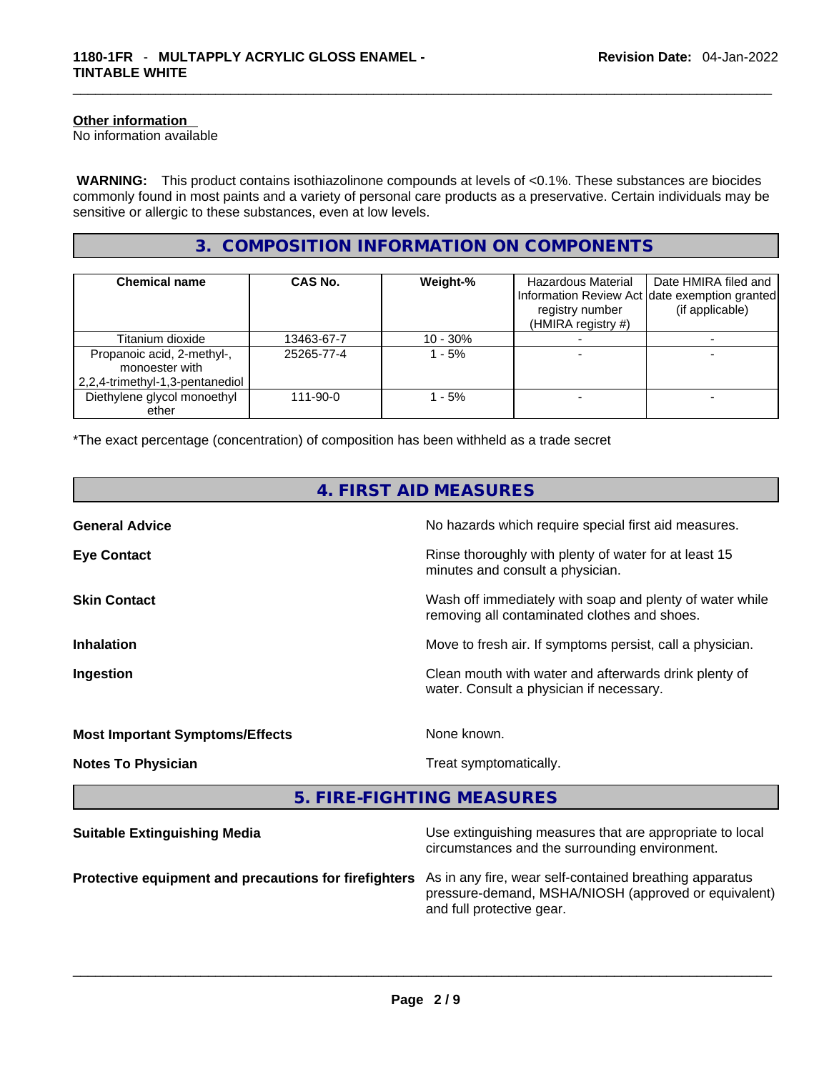**Other information**
No information available

**WARNING:** This product contains isothiazolinone compounds at levels of <0.1%. These substances are biocides commonly found in most paints and a variety of personal care products as a preservative. Certain individuals may be sensitive or allergic to these substances, even at low levels.

## 3. COMPOSITION INFORMATION ON COMPONENTS

| Chemical name | CAS No. | Weight-% | Hazardous Material Information Review Act registry number (HMIRA registry #) | Date HMIRA filed and date exemption granted (if applicable) |
|---|---|---|---|---|
| Titanium dioxide | 13463-67-7 | 10 - 30% | - | - |
| Propanoic acid, 2-methyl-, monoester with 2,2,4-trimethyl-1,3-pentanediol | 25265-77-4 | 1 - 5% | - | - |
| Diethylene glycol monoethyl ether | 111-90-0 | 1 - 5% | - | - |

*The exact percentage (concentration) of composition has been withheld as a trade secret

## 4. FIRST AID MEASURES

**General Advice**
No hazards which require special first aid measures.

**Eye Contact**
Rinse thoroughly with plenty of water for at least 15 minutes and consult a physician.

**Skin Contact**
Wash off immediately with soap and plenty of water while removing all contaminated clothes and shoes.

**Inhalation**
Move to fresh air. If symptoms persist, call a physician.

**Ingestion**
Clean mouth with water and afterwards drink plenty of water. Consult a physician if necessary.

**Most Important Symptoms/Effects**
None known.

**Notes To Physician**
Treat symptomatically.

## 5. FIRE-FIGHTING MEASURES

**Suitable Extinguishing Media**
Use extinguishing measures that are appropriate to local circumstances and the surrounding environment.

**Protective equipment and precautions for firefighters**
As in any fire, wear self-contained breathing apparatus pressure-demand, MSHA/NIOSH (approved or equivalent) and full protective gear.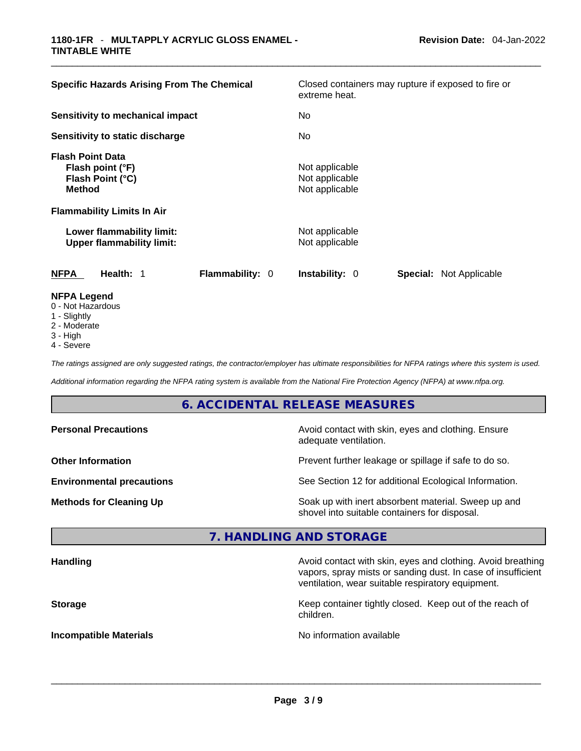| | |
|---|---|
| **Specific Hazards Arising From The Chemical** | Closed containers may rupture if exposed to fire or extreme heat. |
| **Sensitivity to mechanical impact** | No |
| **Sensitivity to static discharge** | No |

**Flash Point Data**

| | |
|---|---|
| **Flash point (°F)** | Not applicable |
| **Flash Point (°C)** | Not applicable |
| **Method** | Not applicable |

**Flammability Limits In Air**

| | |
|---|---|
| **Lower flammability limit:** | Not applicable |
| **Upper flammability limit:** | Not applicable |

| **NFPA** | **Health:** 1 | **Flammability:** 0 | **Instability:** 0 | **Special:** Not Applicable |
|---|---|---|---|---|

**NFPA Legend**
- 0 - Not Hazardous
- 1 - Slightly
- 2 - Moderate
- 3 - High
- 4 - Severe

*The ratings assigned are only suggested ratings, the contractor/employer has ultimate responsibilities for NFPA ratings where this system is used.*

*Additional information regarding the NFPA rating system is available from the National Fire Protection Agency (NFPA) at www.nfpa.org.*

## 6. ACCIDENTAL RELEASE MEASURES

| | |
|---|---|
| **Personal Precautions** | Avoid contact with skin, eyes and clothing. Ensure adequate ventilation. |
| **Other Information** | Prevent further leakage or spillage if safe to do so. |
| **Environmental precautions** | See Section 12 for additional Ecological Information. |
| **Methods for Cleaning Up** | Soak up with inert absorbent material. Sweep up and shovel into suitable containers for disposal. |

## 7. HANDLING AND STORAGE

| | |
|---|---|
| **Handling** | Avoid contact with skin, eyes and clothing. Avoid breathing vapors, spray mists or sanding dust. In case of insufficient ventilation, wear suitable respiratory equipment. |
| **Storage** | Keep container tightly closed. Keep out of the reach of children. |
| **Incompatible Materials** | No information available |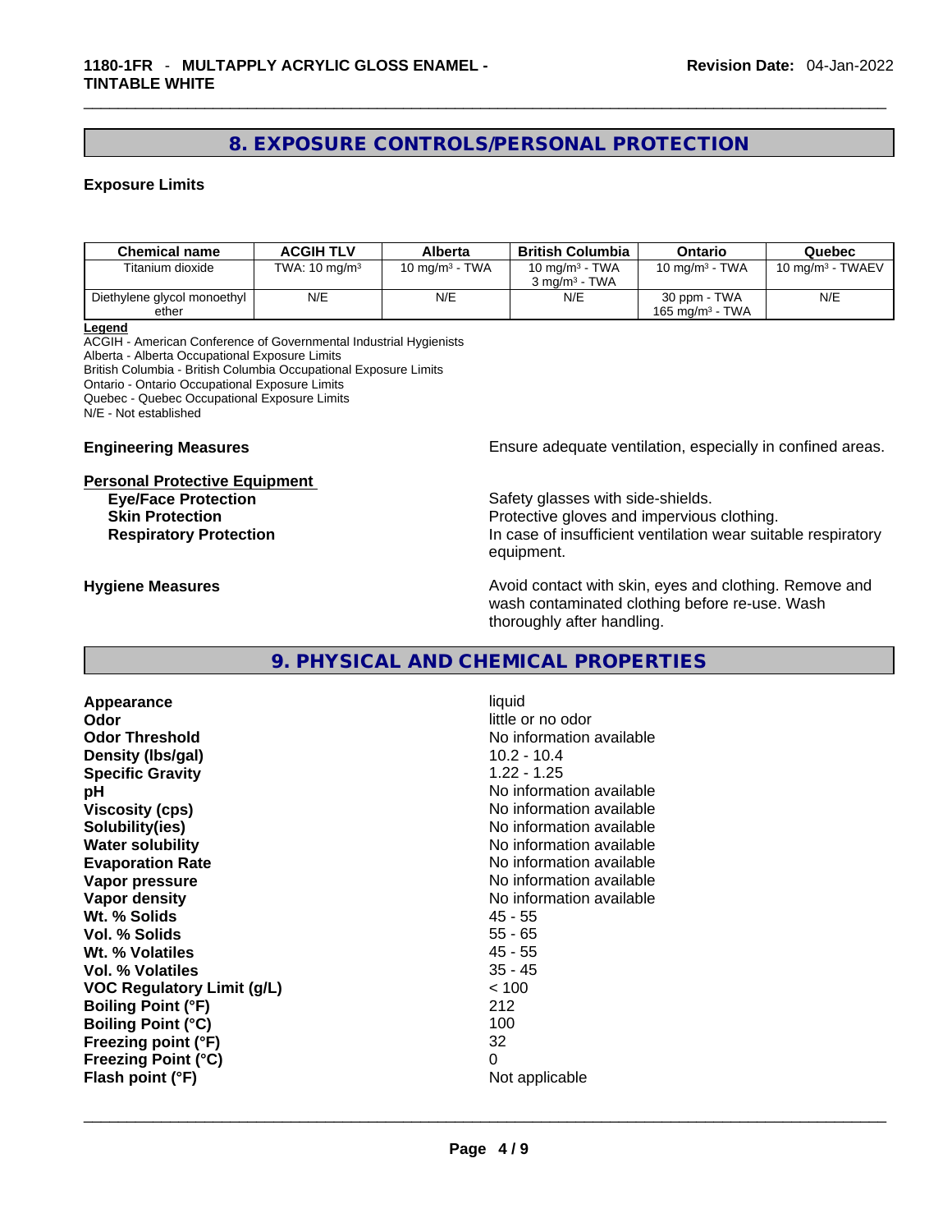## 8. EXPOSURE CONTROLS/PERSONAL PROTECTION

### Exposure Limits

| Chemical name | ACGIH TLV | Alberta | British Columbia | Ontario | Quebec |
|---|---|---|---|---|---|
| Titanium dioxide | TWA: 10 mg/m³ | 10 mg/m³ - TWA | 10 mg/m³ - TWA<br>3 mg/m³ - TWA | 10 mg/m³ - TWA | 10 mg/m³ - TWAEV |
| Diethylene glycol monoethyl ether | N/E | N/E | N/E | 30 ppm - TWA<br>165 mg/m³ - TWA | N/E |

**Legend**
ACGIH - American Conference of Governmental Industrial Hygienists
Alberta - Alberta Occupational Exposure Limits
British Columbia - British Columbia Occupational Exposure Limits
Ontario - Ontario Occupational Exposure Limits
Quebec - Quebec Occupational Exposure Limits
N/E - Not established

**Engineering Measures** Ensure adequate ventilation, especially in confined areas.

**Personal Protective Equipment**

**Eye/Face Protection** Safety glasses with side-shields.
**Skin Protection** Protective gloves and impervious clothing.
**Respiratory Protection** In case of insufficient ventilation wear suitable respiratory equipment.

**Hygiene Measures** Avoid contact with skin, eyes and clothing. Remove and wash contaminated clothing before re-use. Wash thoroughly after handling.

## 9. PHYSICAL AND CHEMICAL PROPERTIES

| | |
|---|---|
| **Appearance** | liquid |
| **Odor** | little or no odor |
| **Odor Threshold** | No information available |
| **Density (lbs/gal)** | 10.2 - 10.4 |
| **Specific Gravity** | 1.22 - 1.25 |
| **pH** | No information available |
| **Viscosity (cps)** | No information available |
| **Solubility(ies)** | No information available |
| **Water solubility** | No information available |
| **Evaporation Rate** | No information available |
| **Vapor pressure** | No information available |
| **Vapor density** | No information available |
| **Wt. % Solids** | 45 - 55 |
| **Vol. % Solids** | 55 - 65 |
| **Wt. % Volatiles** | 45 - 55 |
| **Vol. % Volatiles** | 35 - 45 |
| **VOC Regulatory Limit (g/L)** | < 100 |
| **Boiling Point (°F)** | 212 |
| **Boiling Point (°C)** | 100 |
| **Freezing point (°F)** | 32 |
| **Freezing Point (°C)** | 0 |
| **Flash point (°F)** | Not applicable |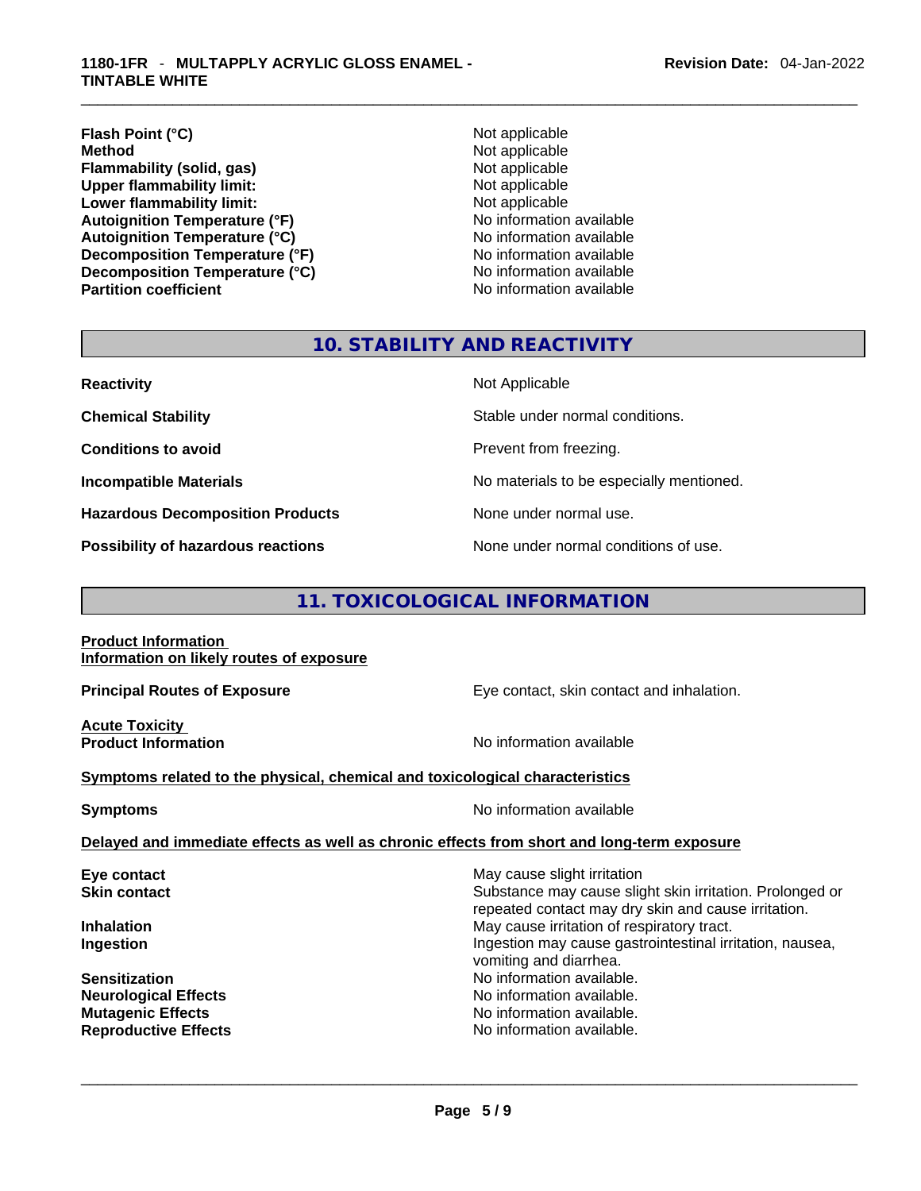| | |
|---|---|
| **Flash Point (°C)** | Not applicable |
| **Method** | Not applicable |
| **Flammability (solid, gas)** | Not applicable |
| **Upper flammability limit:** | Not applicable |
| **Lower flammability limit:** | Not applicable |
| **Autoignition Temperature (°F)** | No information available |
| **Autoignition Temperature (°C)** | No information available |
| **Decomposition Temperature (°F)** | No information available |
| **Decomposition Temperature (°C)** | No information available |
| **Partition coefficient** | No information available |

## 10. STABILITY AND REACTIVITY

| | |
|---|---|
| **Reactivity** | Not Applicable |
| **Chemical Stability** | Stable under normal conditions. |
| **Conditions to avoid** | Prevent from freezing. |
| **Incompatible Materials** | No materials to be especially mentioned. |
| **Hazardous Decomposition Products** | None under normal use. |
| **Possibility of hazardous reactions** | None under normal conditions of use. |

## 11. TOXICOLOGICAL INFORMATION

**Product Information**
**Information on likely routes of exposure**

**Principal Routes of Exposure** — Eye contact, skin contact and inhalation.

**Acute Toxicity**
**Product Information** — No information available

**Symptoms related to the physical, chemical and toxicological characteristics**

**Symptoms** — No information available

**Delayed and immediate effects as well as chronic effects from short and long-term exposure**

| | |
|---|---|
| **Eye contact** | May cause slight irritation |
| **Skin contact** | Substance may cause slight skin irritation. Prolonged or repeated contact may dry skin and cause irritation. |
| **Inhalation** | May cause irritation of respiratory tract. |
| **Ingestion** | Ingestion may cause gastrointestinal irritation, nausea, vomiting and diarrhea. |
| **Sensitization** | No information available. |
| **Neurological Effects** | No information available. |
| **Mutagenic Effects** | No information available. |
| **Reproductive Effects** | No information available. |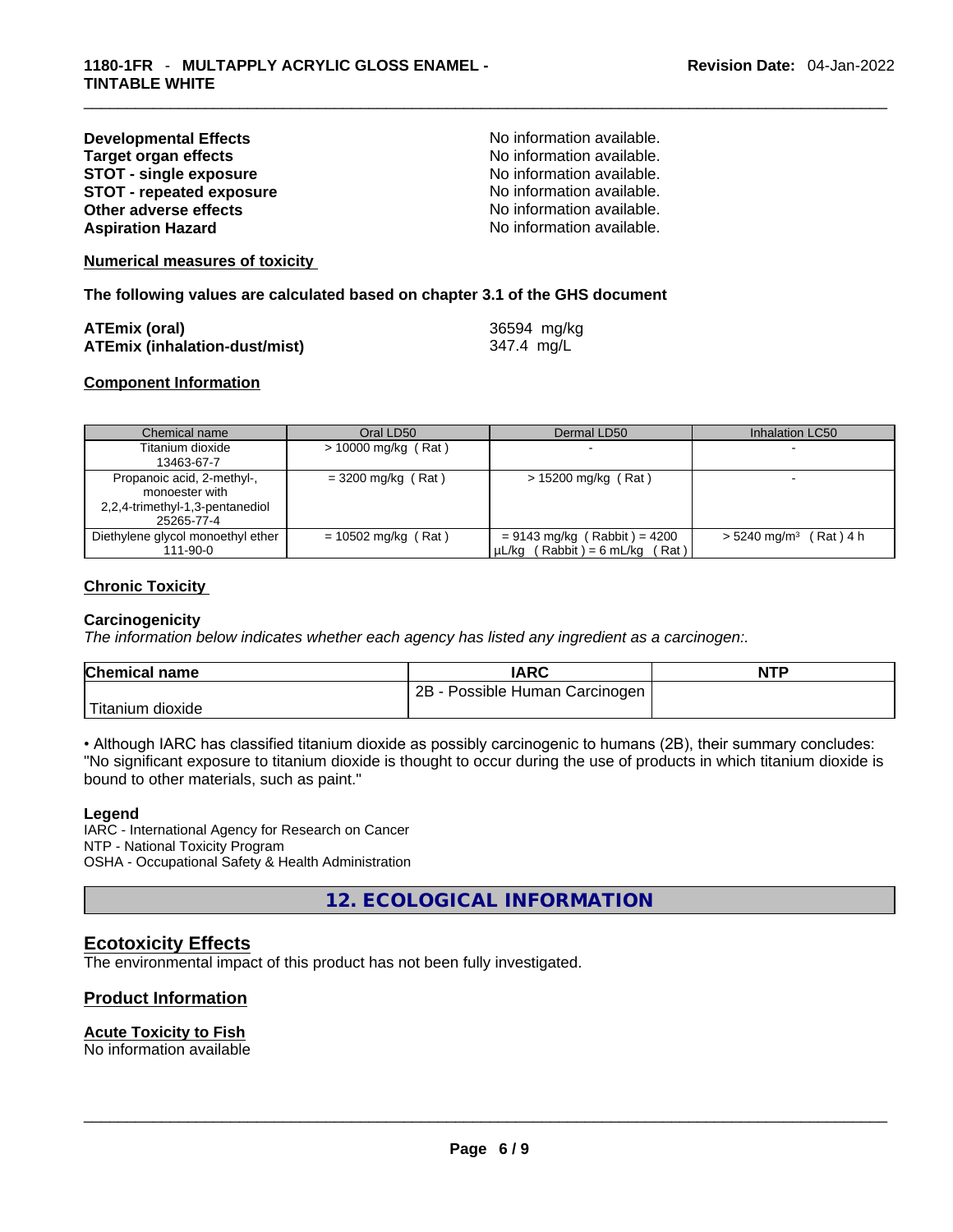**Developmental Effects** No information available.
**Target organ effects** No information available.
**STOT - single exposure** No information available.
**STOT - repeated exposure** No information available.
**Other adverse effects** No information available.
**Aspiration Hazard** No information available.

**Numerical measures of toxicity**

**The following values are calculated based on chapter 3.1 of the GHS document**

**ATEmix (oral)** 36594 mg/kg
**ATEmix (inhalation-dust/mist)** 347.4 mg/L

**Component Information**

| Chemical name | Oral LD50 | Dermal LD50 | Inhalation LC50 |
|---|---|---|---|
| Titanium dioxide 13463-67-7 | > 10000 mg/kg ( Rat ) | - | - |
| Propanoic acid, 2-methyl-, monoester with 2,2,4-trimethyl-1,3-pentanediol 25265-77-4 | = 3200 mg/kg ( Rat ) | > 15200 mg/kg ( Rat ) | - |
| Diethylene glycol monoethyl ether 111-90-0 | = 10502 mg/kg ( Rat ) | = 9143 mg/kg ( Rabbit ) = 4200 µL/kg ( Rabbit ) = 6 mL/kg ( Rat ) | > 5240 mg/m³ ( Rat ) 4 h |

**Chronic Toxicity**

**Carcinogenicity**
*The information below indicates whether each agency has listed any ingredient as a carcinogen:.*

| Chemical name | IARC | NTP |
|---|---|---|
| Titanium dioxide | 2B - Possible Human Carcinogen | |

• Although IARC has classified titanium dioxide as possibly carcinogenic to humans (2B), their summary concludes: "No significant exposure to titanium dioxide is thought to occur during the use of products in which titanium dioxide is bound to other materials, such as paint."

**Legend**
IARC - International Agency for Research on Cancer
NTP - National Toxicity Program
OSHA - Occupational Safety & Health Administration

## 12. ECOLOGICAL INFORMATION

### Ecotoxicity Effects
The environmental impact of this product has not been fully investigated.

### Product Information

**Acute Toxicity to Fish**
No information available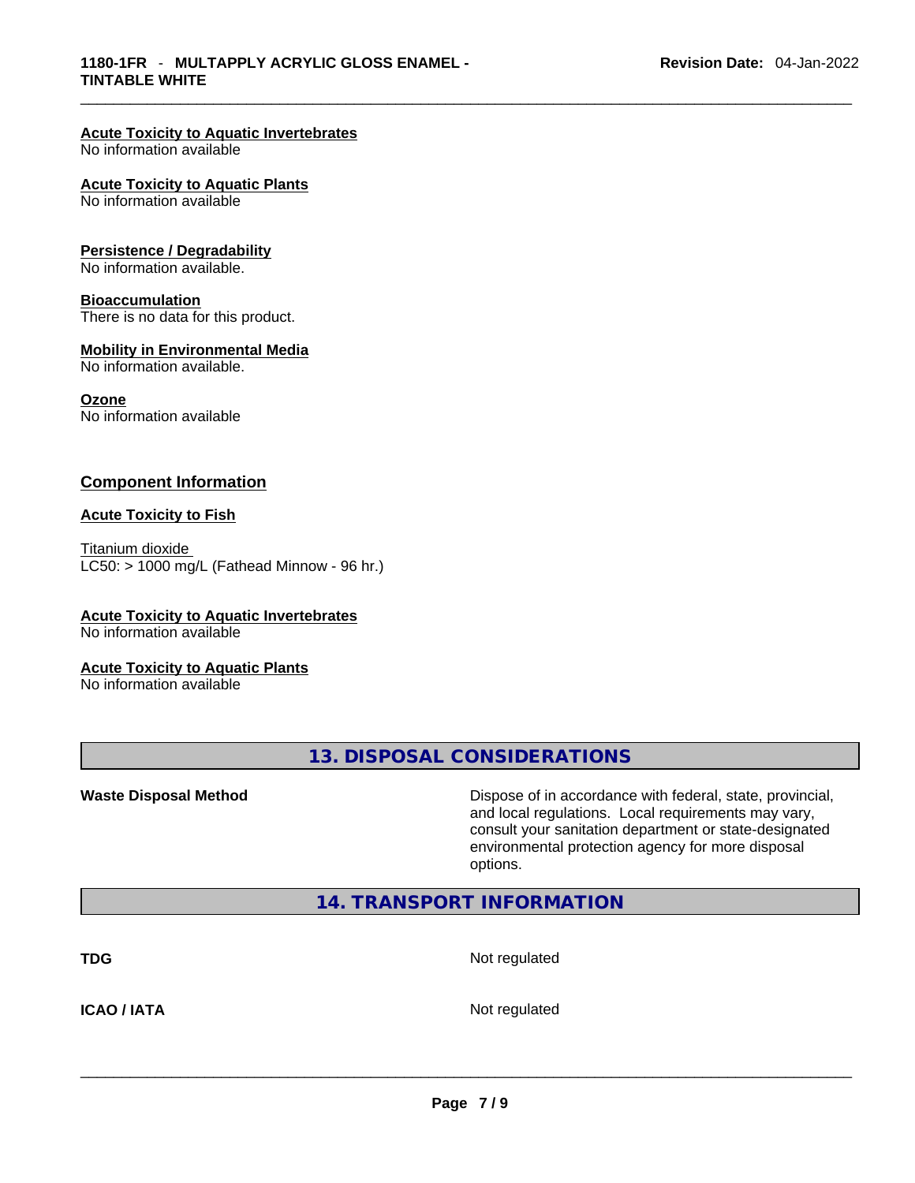**Acute Toxicity to Aquatic Invertebrates**
No information available

**Acute Toxicity to Aquatic Plants**
No information available

**Persistence / Degradability**
No information available.

**Bioaccumulation**
There is no data for this product.

**Mobility in Environmental Media**
No information available.

**Ozone**
No information available

### Component Information

**Acute Toxicity to Fish**

Titanium dioxide
LC50: > 1000 mg/L (Fathead Minnow - 96 hr.)

**Acute Toxicity to Aquatic Invertebrates**
No information available

**Acute Toxicity to Aquatic Plants**
No information available

## 13. DISPOSAL CONSIDERATIONS

**Waste Disposal Method**

Dispose of in accordance with federal, state, provincial, and local regulations. Local requirements may vary, consult your sanitation department or state-designated environmental protection agency for more disposal options.

## 14. TRANSPORT INFORMATION

**TDG** Not regulated

**ICAO / IATA** Not regulated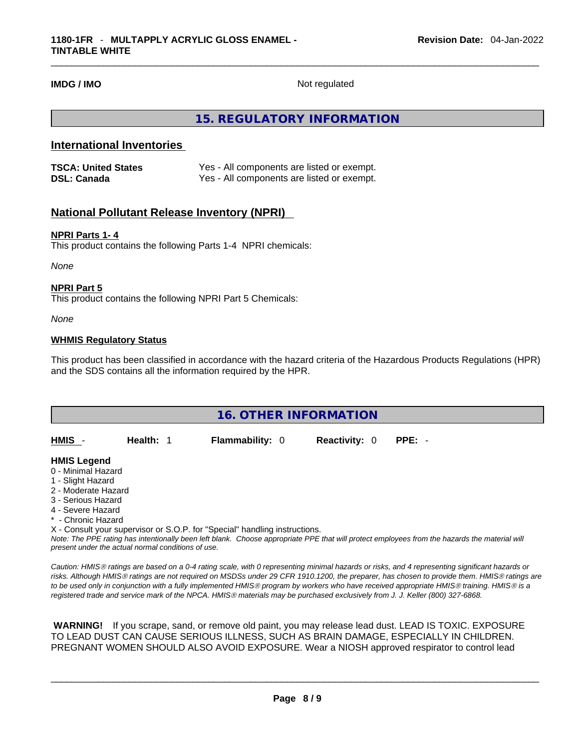**IMDG / IMO** Not regulated

## 15. REGULATORY INFORMATION

### International Inventories

| | |
|---|---|
| **TSCA: United States** | Yes - All components are listed or exempt. |
| **DSL: Canada** | Yes - All components are listed or exempt. |

### National Pollutant Release Inventory (NPRI)

**NPRI Parts 1- 4**

This product contains the following Parts 1-4 NPRI chemicals:

*None*

**NPRI Part 5**

This product contains the following NPRI Part 5 Chemicals:

*None*

**WHMIS Regulatory Status**

This product has been classified in accordance with the hazard criteria of the Hazardous Products Regulations (HPR) and the SDS contains all the information required by the HPR.

## 16. OTHER INFORMATION

**HMIS** - **Health:** 1 **Flammability:** 0 **Reactivity:** 0 **PPE:** -

**HMIS Legend**

0 - Minimal Hazard
1 - Slight Hazard
2 - Moderate Hazard
3 - Serious Hazard
4 - Severe Hazard
* - Chronic Hazard
X - Consult your supervisor or S.O.P. for "Special" handling instructions.

*Note: The PPE rating has intentionally been left blank. Choose appropriate PPE that will protect employees from the hazards the material will present under the actual normal conditions of use.*

*Caution: HMIS® ratings are based on a 0-4 rating scale, with 0 representing minimal hazards or risks, and 4 representing significant hazards or risks. Although HMIS® ratings are not required on MSDSs under 29 CFR 1910.1200, the preparer, has chosen to provide them. HMIS® ratings are to be used only in conjunction with a fully implemented HMIS® program by workers who have received appropriate HMIS® training. HMIS® is a registered trade and service mark of the NPCA. HMIS® materials may be purchased exclusively from J. J. Keller (800) 327-6868.*

**WARNING!** If you scrape, sand, or remove old paint, you may release lead dust. LEAD IS TOXIC. EXPOSURE TO LEAD DUST CAN CAUSE SERIOUS ILLNESS, SUCH AS BRAIN DAMAGE, ESPECIALLY IN CHILDREN. PREGNANT WOMEN SHOULD ALSO AVOID EXPOSURE. Wear a NIOSH approved respirator to control lead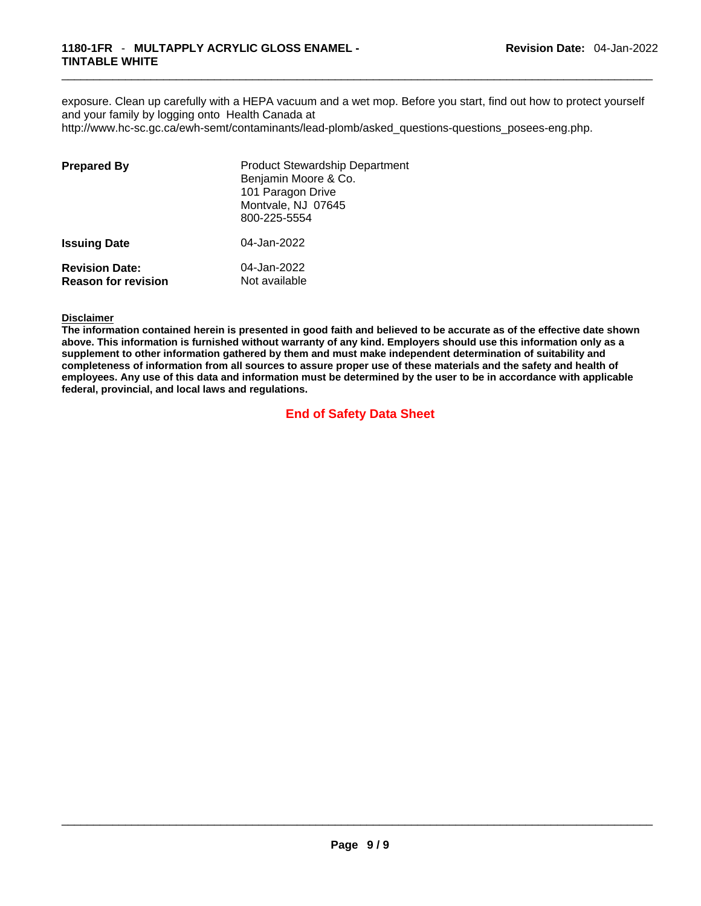exposure. Clean up carefully with a HEPA vacuum and a wet mop. Before you start, find out how to protect yourself and your family by logging onto Health Canada at http://www.hc-sc.gc.ca/ewh-semt/contaminants/lead-plomb/asked_questions-questions_posees-eng.php.

| | |
|---|---|
| **Prepared By** | Product Stewardship Department<br>Benjamin Moore & Co.<br>101 Paragon Drive<br>Montvale, NJ 07645<br>800-225-5554 |
| **Issuing Date** | 04-Jan-2022 |
| **Revision Date:** | 04-Jan-2022 |
| **Reason for revision** | Not available |

**Disclaimer**

**The information contained herein is presented in good faith and believed to be accurate as of the effective date shown above. This information is furnished without warranty of any kind. Employers should use this information only as a supplement to other information gathered by them and must make independent determination of suitability and completeness of information from all sources to assure proper use of these materials and the safety and health of employees. Any use of this data and information must be determined by the user to be in accordance with applicable federal, provincial, and local laws and regulations.**

**End of Safety Data Sheet**